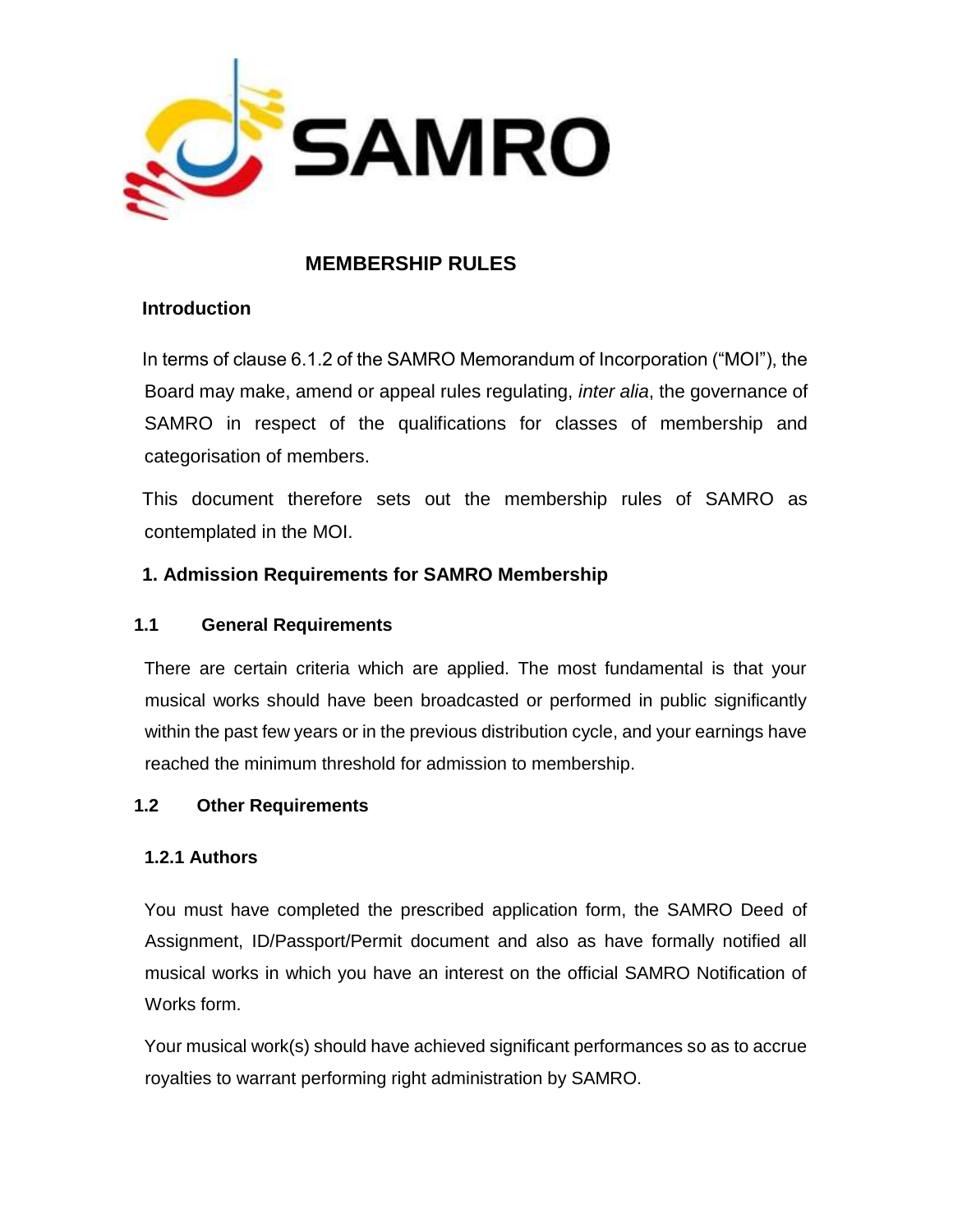# MEMBERSHIP RULES

## Introduction

In terms of clause 6.1.2 of the SAMRO Memorandum of Incorporation ("MOI"), the Board may make, amend or appeal rules regulating, *inter alia*, the governance of SAMRO in respect of the qualifications for classes of membership and categorisation of members.

This document therefore sets out the membership rules of SAMRO as contemplated in the MOI.

## 1. Admission Requirements for SAMRO Membership

### 1.1 General Requirements

There are certain criteria which are applied. The most fundamental is that your musical works should have been broadcasted or performed in public significantly within the past few years or in the previous distribution cycle, and your earnings have reached the minimum threshold for admission to membership.

### 1.2 Other Requirements

#### 1.2.1 Authors

You must have completed the prescribed application form, the SAMRO Deed of Assignment, ID/Passport/Permit document and also as have formally notified all musical works in which you have an interest on the official SAMRO Notification of Works form.

Your musical work(s) should have achieved significant performances so as to accrue royalties to warrant performing right administration by SAMRO.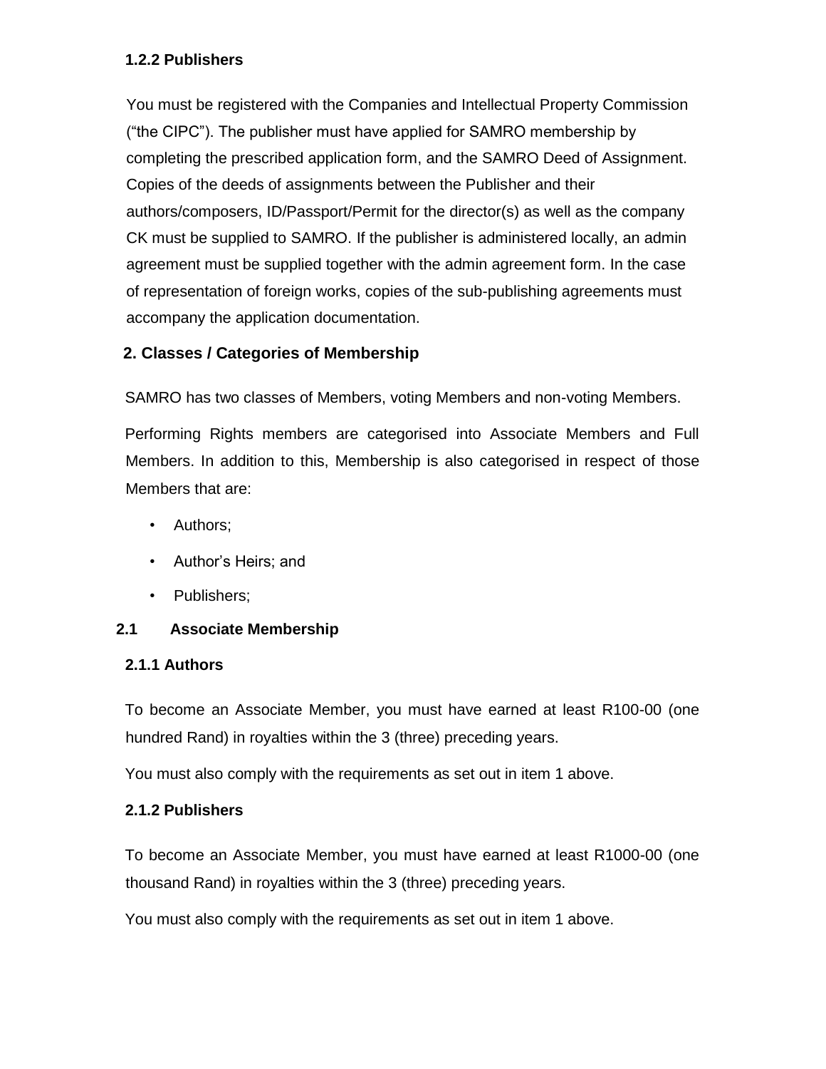#### 1.2.2 Publishers

You must be registered with the Companies and Intellectual Property Commission ("the CIPC"). The publisher must have applied for SAMRO membership by completing the prescribed application form, and the SAMRO Deed of Assignment. Copies of the deeds of assignments between the Publisher and their authors/composers, ID/Passport/Permit for the director(s) as well as the company CK must be supplied to SAMRO. If the publisher is administered locally, an admin agreement must be supplied together with the admin agreement form. In the case of representation of foreign works, copies of the sub-publishing agreements must accompany the application documentation.

## 2. Classes / Categories of Membership

SAMRO has two classes of Members, voting Members and non-voting Members.

Performing Rights members are categorised into Associate Members and Full Members. In addition to this, Membership is also categorised in respect of those Members that are:

- Authors;
- Author's Heirs; and
- Publishers;

### 2.1 Associate Membership

#### 2.1.1 Authors

To become an Associate Member, you must have earned at least R100-00 (one hundred Rand) in royalties within the 3 (three) preceding years.

You must also comply with the requirements as set out in item 1 above.

#### 2.1.2 Publishers

To become an Associate Member, you must have earned at least R1000-00 (one thousand Rand) in royalties within the 3 (three) preceding years.

You must also comply with the requirements as set out in item 1 above.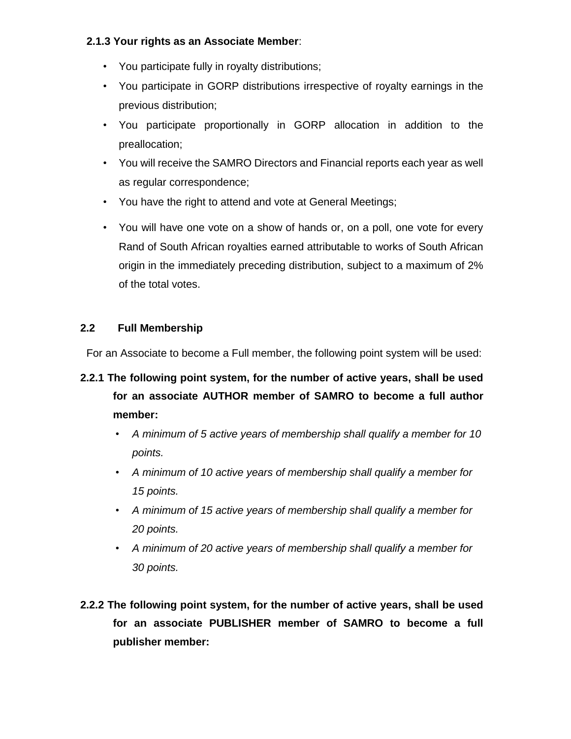**2.1.3 Your rights as an Associate Member**:

- You participate fully in royalty distributions;
- You participate in GORP distributions irrespective of royalty earnings in the previous distribution;
- You participate proportionally in GORP allocation in addition to the preallocation;
- You will receive the SAMRO Directors and Financial reports each year as well as regular correspondence;
- You have the right to attend and vote at General Meetings;
- You will have one vote on a show of hands or, on a poll, one vote for every Rand of South African royalties earned attributable to works of South African origin in the immediately preceding distribution, subject to a maximum of 2% of the total votes.

## 2.2 Full Membership

For an Associate to become a Full member, the following point system will be used:

**2.2.1 The following point system, for the number of active years, shall be used for an associate AUTHOR member of SAMRO to become a full author member:**

- *A minimum of 5 active years of membership shall qualify a member for 10 points.*
- *A minimum of 10 active years of membership shall qualify a member for 15 points.*
- *A minimum of 15 active years of membership shall qualify a member for 20 points.*
- *A minimum of 20 active years of membership shall qualify a member for 30 points.*

**2.2.2 The following point system, for the number of active years, shall be used for an associate PUBLISHER member of SAMRO to become a full publisher member:**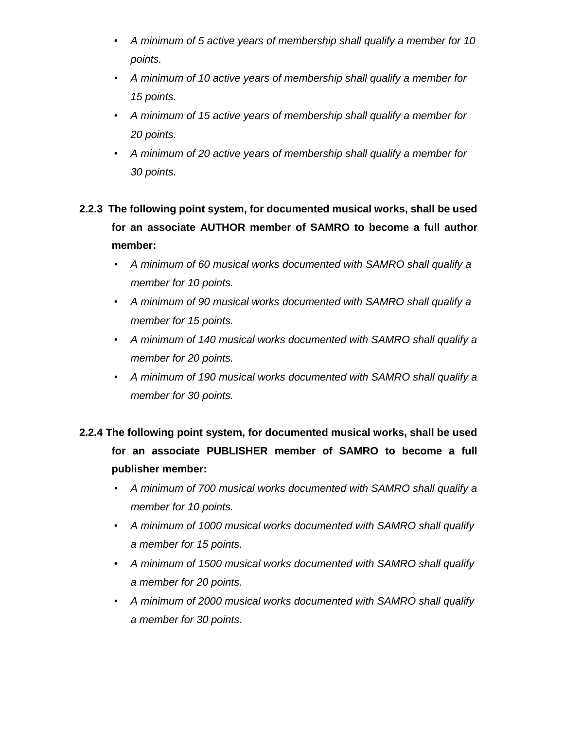- *A minimum of 5 active years of membership shall qualify a member for 10 points.*
- *A minimum of 10 active years of membership shall qualify a member for 15 points.*
- *A minimum of 15 active years of membership shall qualify a member for 20 points.*
- *A minimum of 20 active years of membership shall qualify a member for 30 points.*

**2.2.3 The following point system, for documented musical works, shall be used for an associate AUTHOR member of SAMRO to become a full author member:**

- *A minimum of 60 musical works documented with SAMRO shall qualify a member for 10 points.*
- *A minimum of 90 musical works documented with SAMRO shall qualify a member for 15 points.*
- *A minimum of 140 musical works documented with SAMRO shall qualify a member for 20 points.*
- *A minimum of 190 musical works documented with SAMRO shall qualify a member for 30 points.*

**2.2.4 The following point system, for documented musical works, shall be used for an associate PUBLISHER member of SAMRO to become a full publisher member:**

- *A minimum of 700 musical works documented with SAMRO shall qualify a member for 10 points.*
- *A minimum of 1000 musical works documented with SAMRO shall qualify a member for 15 points.*
- *A minimum of 1500 musical works documented with SAMRO shall qualify a member for 20 points.*
- *A minimum of 2000 musical works documented with SAMRO shall qualify a member for 30 points.*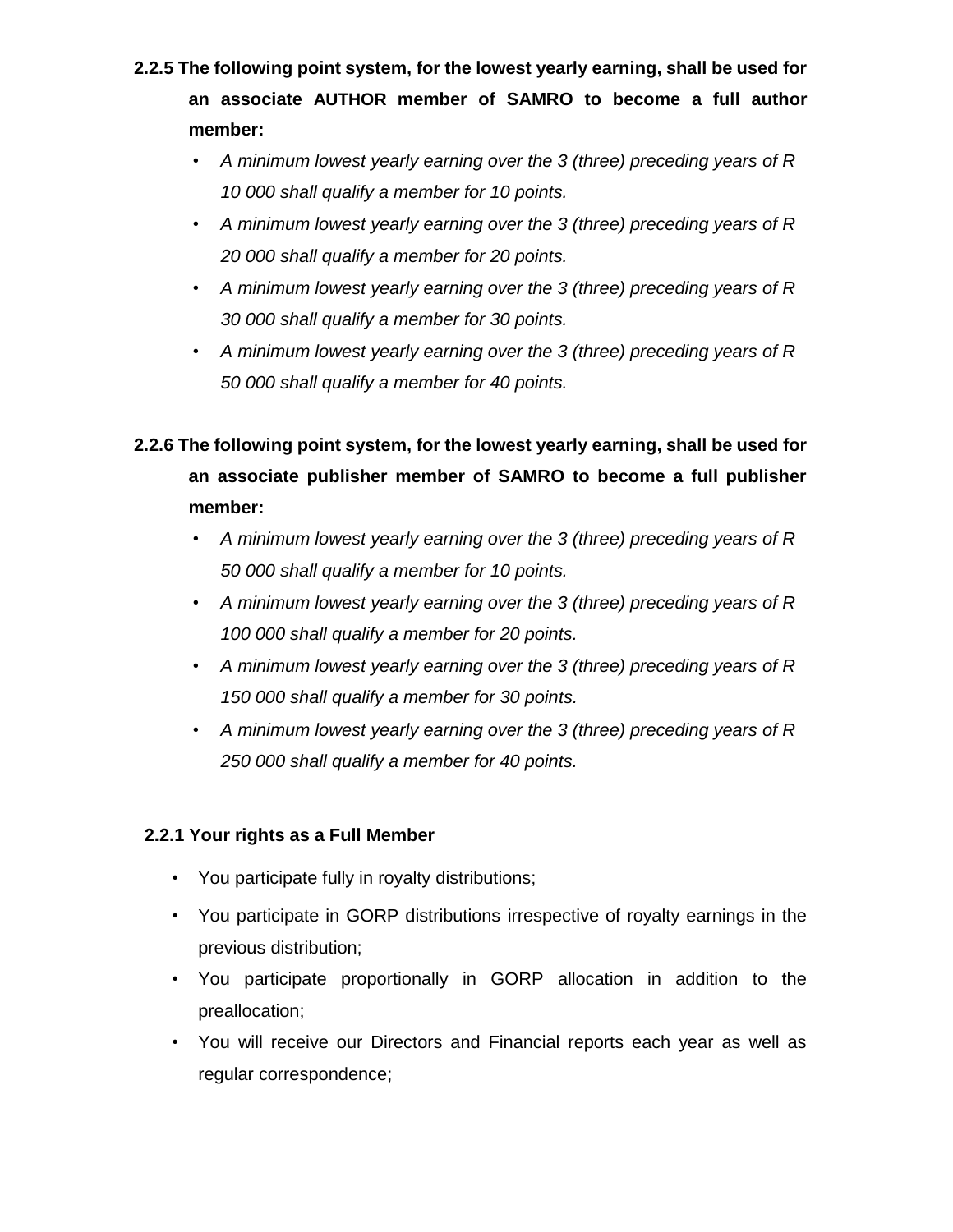**2.2.5 The following point system, for the lowest yearly earning, shall be used for an associate AUTHOR member of SAMRO to become a full author member:**

- *A minimum lowest yearly earning over the 3 (three) preceding years of R 10 000 shall qualify a member for 10 points.*
- *A minimum lowest yearly earning over the 3 (three) preceding years of R 20 000 shall qualify a member for 20 points.*
- *A minimum lowest yearly earning over the 3 (three) preceding years of R 30 000 shall qualify a member for 30 points.*
- *A minimum lowest yearly earning over the 3 (three) preceding years of R 50 000 shall qualify a member for 40 points.*

**2.2.6 The following point system, for the lowest yearly earning, shall be used for an associate publisher member of SAMRO to become a full publisher member:**

- *A minimum lowest yearly earning over the 3 (three) preceding years of R 50 000 shall qualify a member for 10 points.*
- *A minimum lowest yearly earning over the 3 (three) preceding years of R 100 000 shall qualify a member for 20 points.*
- *A minimum lowest yearly earning over the 3 (three) preceding years of R 150 000 shall qualify a member for 30 points.*
- *A minimum lowest yearly earning over the 3 (three) preceding years of R 250 000 shall qualify a member for 40 points.*

**2.2.1 Your rights as a Full Member**

- You participate fully in royalty distributions;
- You participate in GORP distributions irrespective of royalty earnings in the previous distribution;
- You participate proportionally in GORP allocation in addition to the preallocation;
- You will receive our Directors and Financial reports each year as well as regular correspondence;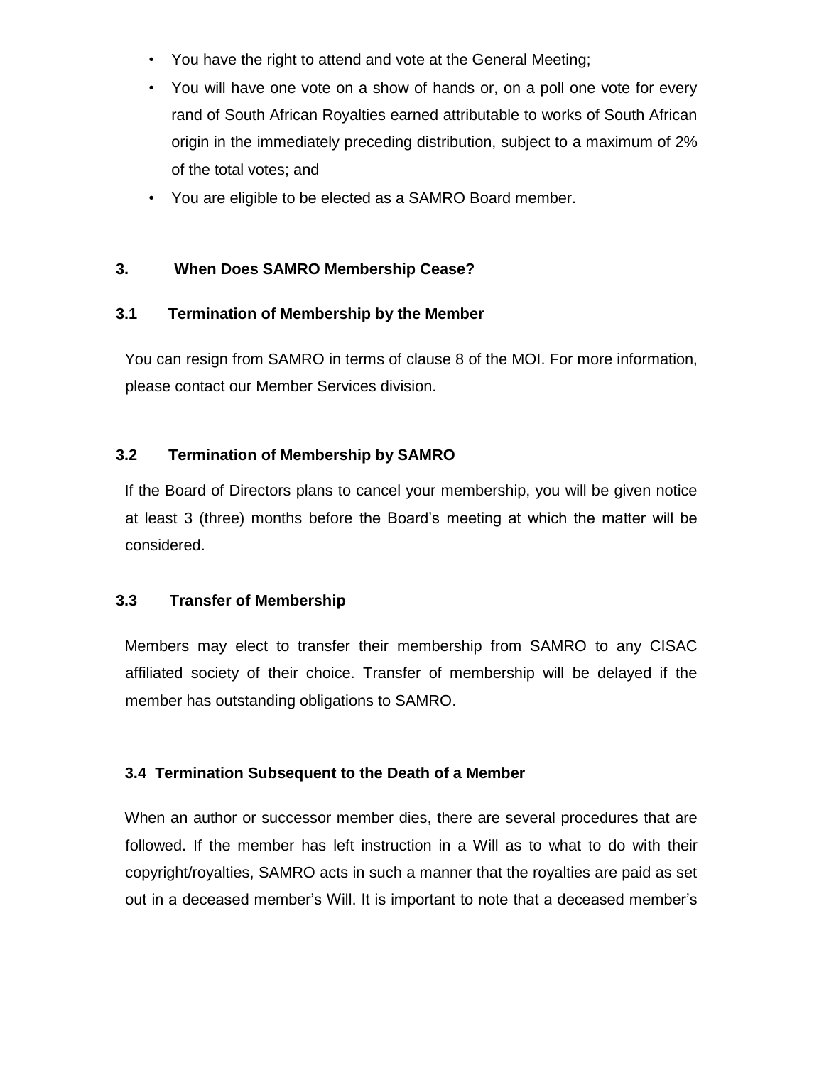- You have the right to attend and vote at the General Meeting;
- You will have one vote on a show of hands or, on a poll one vote for every rand of South African Royalties earned attributable to works of South African origin in the immediately preceding distribution, subject to a maximum of 2% of the total votes; and
- You are eligible to be elected as a SAMRO Board member.

## 3. When Does SAMRO Membership Cease?

### 3.1 Termination of Membership by the Member

You can resign from SAMRO in terms of clause 8 of the MOI. For more information, please contact our Member Services division.

### 3.2 Termination of Membership by SAMRO

If the Board of Directors plans to cancel your membership, you will be given notice at least 3 (three) months before the Board's meeting at which the matter will be considered.

### 3.3 Transfer of Membership

Members may elect to transfer their membership from SAMRO to any CISAC affiliated society of their choice. Transfer of membership will be delayed if the member has outstanding obligations to SAMRO.

### 3.4 Termination Subsequent to the Death of a Member

When an author or successor member dies, there are several procedures that are followed. If the member has left instruction in a Will as to what to do with their copyright/royalties, SAMRO acts in such a manner that the royalties are paid as set out in a deceased member's Will. It is important to note that a deceased member's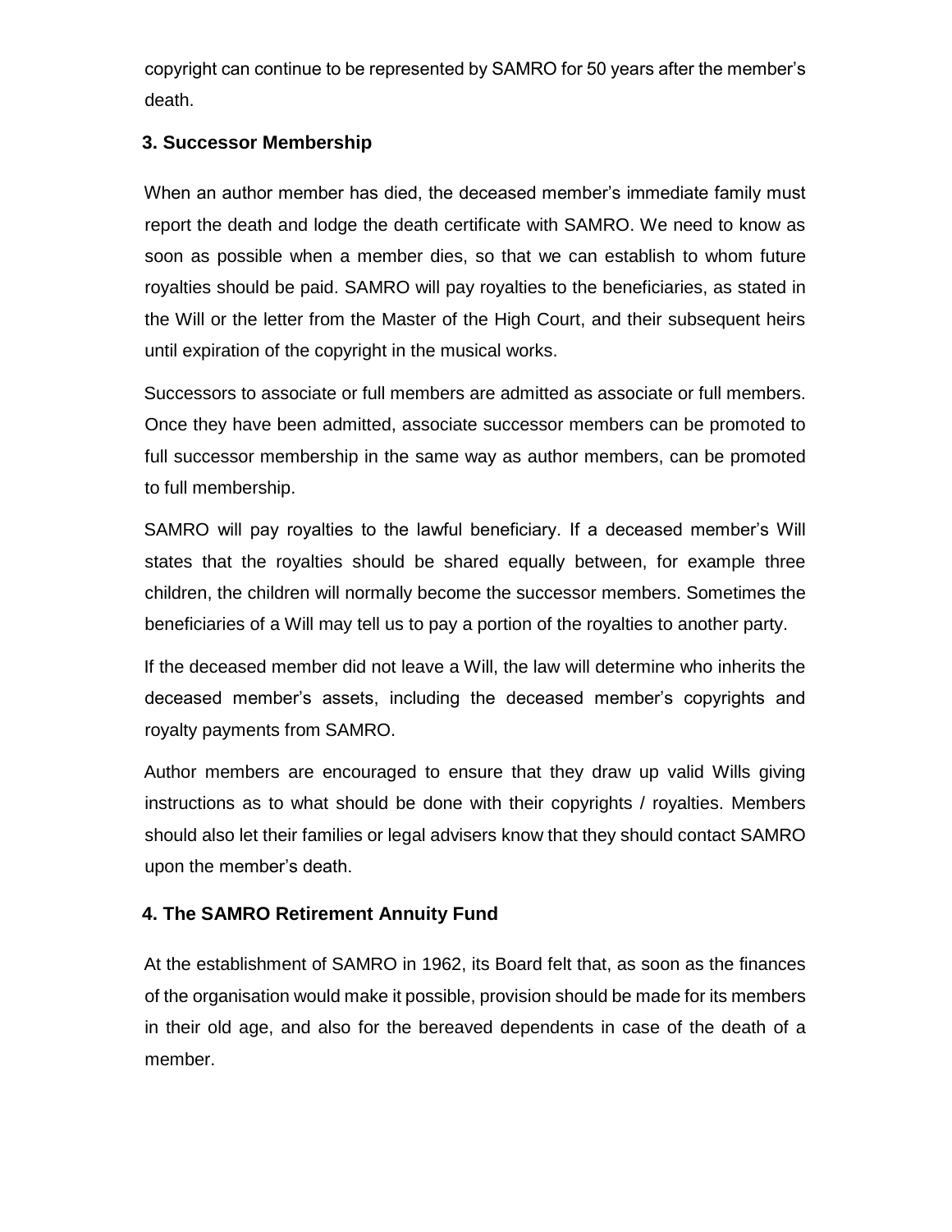copyright can continue to be represented by SAMRO for 50 years after the member's death.

## 3. Successor Membership

When an author member has died, the deceased member's immediate family must report the death and lodge the death certificate with SAMRO. We need to know as soon as possible when a member dies, so that we can establish to whom future royalties should be paid. SAMRO will pay royalties to the beneficiaries, as stated in the Will or the letter from the Master of the High Court, and their subsequent heirs until expiration of the copyright in the musical works.

Successors to associate or full members are admitted as associate or full members. Once they have been admitted, associate successor members can be promoted to full successor membership in the same way as author members, can be promoted to full membership.

SAMRO will pay royalties to the lawful beneficiary. If a deceased member's Will states that the royalties should be shared equally between, for example three children, the children will normally become the successor members. Sometimes the beneficiaries of a Will may tell us to pay a portion of the royalties to another party.

If the deceased member did not leave a Will, the law will determine who inherits the deceased member's assets, including the deceased member's copyrights and royalty payments from SAMRO.

Author members are encouraged to ensure that they draw up valid Wills giving instructions as to what should be done with their copyrights / royalties. Members should also let their families or legal advisers know that they should contact SAMRO upon the member's death.

## 4. The SAMRO Retirement Annuity Fund

At the establishment of SAMRO in 1962, its Board felt that, as soon as the finances of the organisation would make it possible, provision should be made for its members in their old age, and also for the bereaved dependents in case of the death of a member.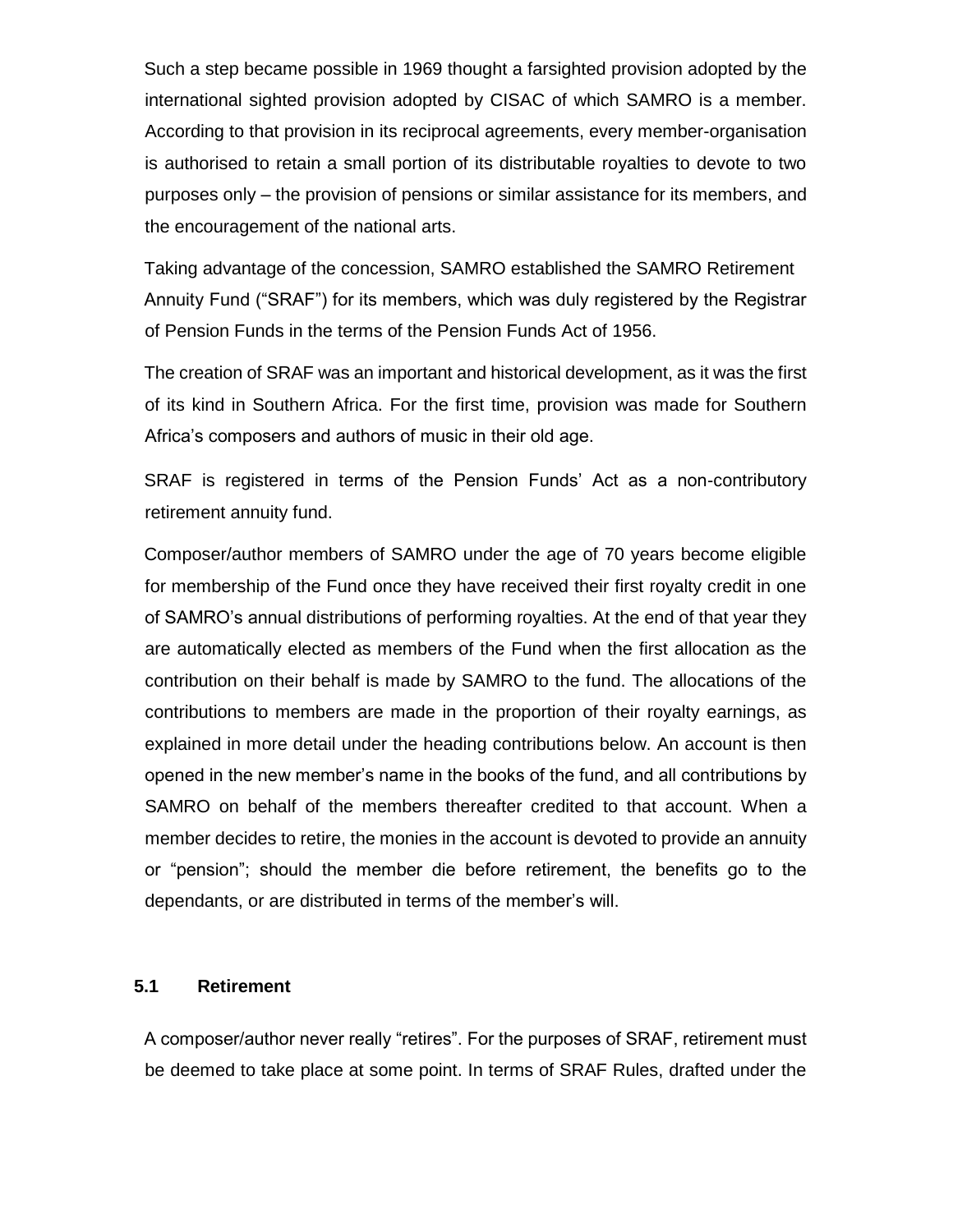Such a step became possible in 1969 thought a farsighted provision adopted by the international sighted provision adopted by CISAC of which SAMRO is a member. According to that provision in its reciprocal agreements, every member-organisation is authorised to retain a small portion of its distributable royalties to devote to two purposes only – the provision of pensions or similar assistance for its members, and the encouragement of the national arts.

Taking advantage of the concession, SAMRO established the SAMRO Retirement Annuity Fund ("SRAF") for its members, which was duly registered by the Registrar of Pension Funds in the terms of the Pension Funds Act of 1956.

The creation of SRAF was an important and historical development, as it was the first of its kind in Southern Africa. For the first time, provision was made for Southern Africa's composers and authors of music in their old age.

SRAF is registered in terms of the Pension Funds' Act as a non-contributory retirement annuity fund.

Composer/author members of SAMRO under the age of 70 years become eligible for membership of the Fund once they have received their first royalty credit in one of SAMRO's annual distributions of performing royalties. At the end of that year they are automatically elected as members of the Fund when the first allocation as the contribution on their behalf is made by SAMRO to the fund. The allocations of the contributions to members are made in the proportion of their royalty earnings, as explained in more detail under the heading contributions below. An account is then opened in the new member's name in the books of the fund, and all contributions by SAMRO on behalf of the members thereafter credited to that account. When a member decides to retire, the monies in the account is devoted to provide an annuity or "pension"; should the member die before retirement, the benefits go to the dependants, or are distributed in terms of the member's will.

### 5.1 Retirement

A composer/author never really "retires". For the purposes of SRAF, retirement must be deemed to take place at some point. In terms of SRAF Rules, drafted under the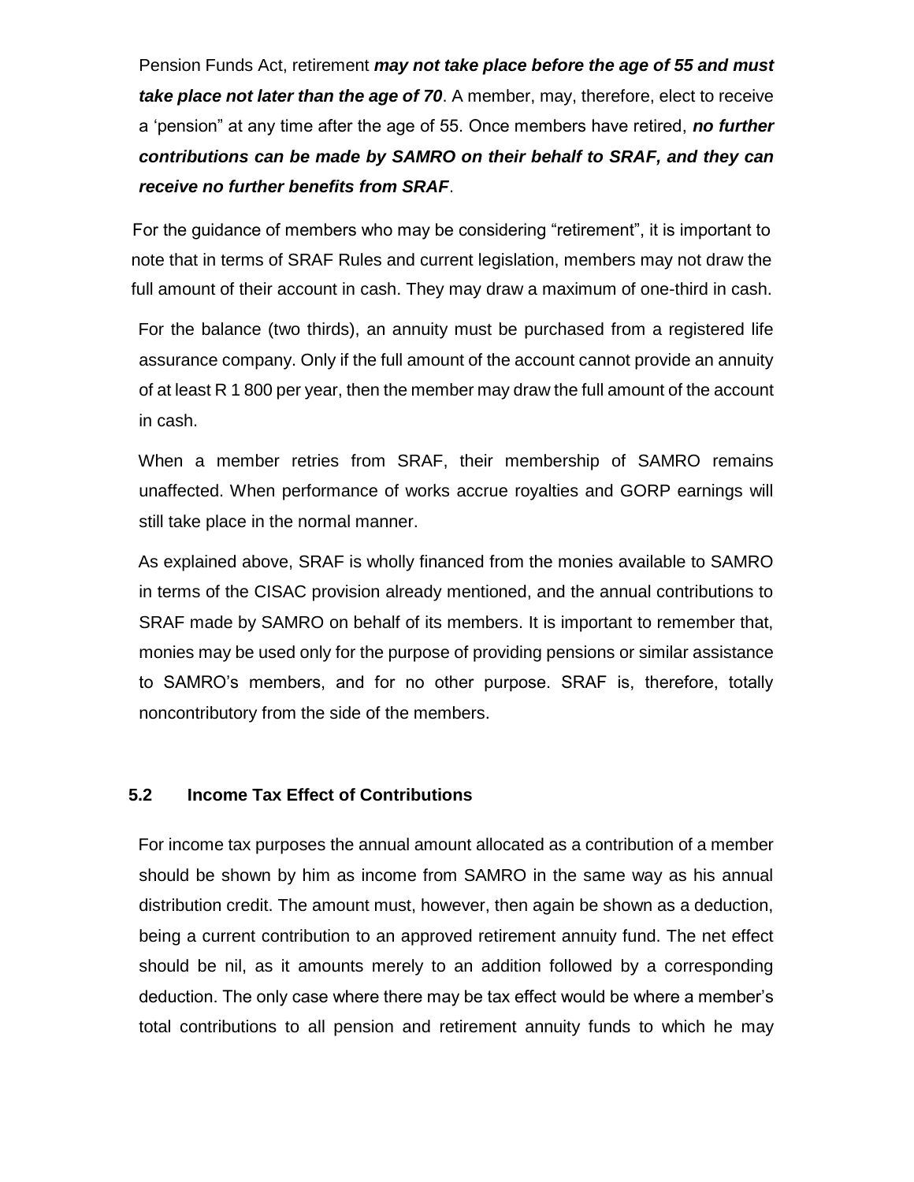Pension Funds Act, retirement ***may not take place before the age of 55 and must take place not later than the age of 70***. A member, may, therefore, elect to receive a 'pension" at any time after the age of 55. Once members have retired, ***no further contributions can be made by SAMRO on their behalf to SRAF, and they can receive no further benefits from SRAF***.

For the guidance of members who may be considering "retirement", it is important to note that in terms of SRAF Rules and current legislation, members may not draw the full amount of their account in cash. They may draw a maximum of one-third in cash.

For the balance (two thirds), an annuity must be purchased from a registered life assurance company. Only if the full amount of the account cannot provide an annuity of at least R 1 800 per year, then the member may draw the full amount of the account in cash.

When a member retries from SRAF, their membership of SAMRO remains unaffected. When performance of works accrue royalties and GORP earnings will still take place in the normal manner.

As explained above, SRAF is wholly financed from the monies available to SAMRO in terms of the CISAC provision already mentioned, and the annual contributions to SRAF made by SAMRO on behalf of its members. It is important to remember that, monies may be used only for the purpose of providing pensions or similar assistance to SAMRO's members, and for no other purpose. SRAF is, therefore, totally noncontributory from the side of the members.

### 5.2 Income Tax Effect of Contributions

For income tax purposes the annual amount allocated as a contribution of a member should be shown by him as income from SAMRO in the same way as his annual distribution credit. The amount must, however, then again be shown as a deduction, being a current contribution to an approved retirement annuity fund. The net effect should be nil, as it amounts merely to an addition followed by a corresponding deduction. The only case where there may be tax effect would be where a member's total contributions to all pension and retirement annuity funds to which he may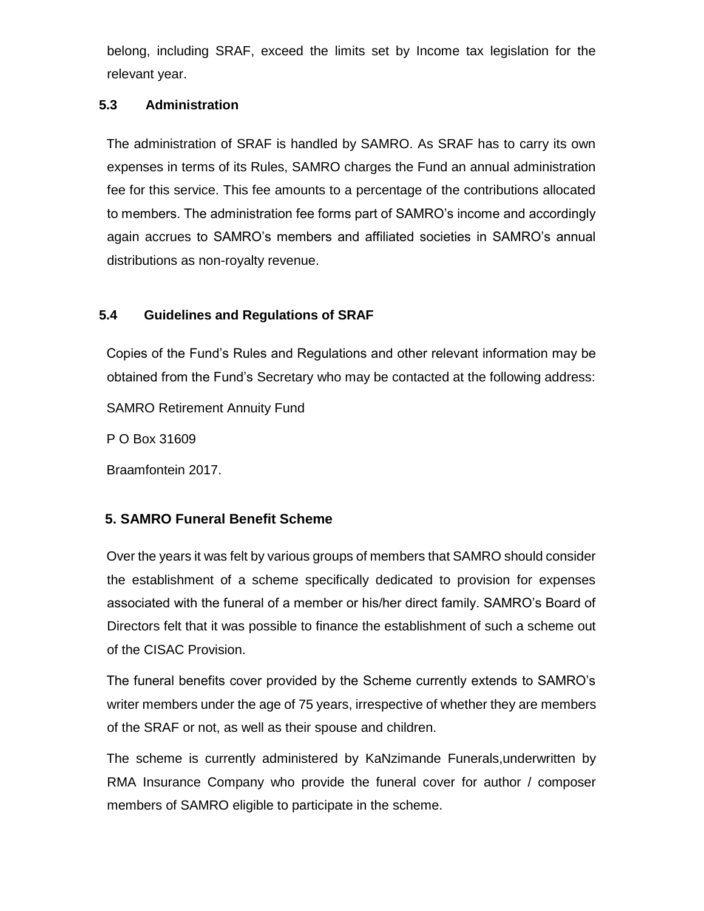belong, including SRAF, exceed the limits set by Income tax legislation for the relevant year.

### 5.3 Administration

The administration of SRAF is handled by SAMRO. As SRAF has to carry its own expenses in terms of its Rules, SAMRO charges the Fund an annual administration fee for this service. This fee amounts to a percentage of the contributions allocated to members. The administration fee forms part of SAMRO's income and accordingly again accrues to SAMRO's members and affiliated societies in SAMRO's annual distributions as non-royalty revenue.

### 5.4 Guidelines and Regulations of SRAF

Copies of the Fund's Rules and Regulations and other relevant information may be obtained from the Fund's Secretary who may be contacted at the following address:

SAMRO Retirement Annuity Fund

P O Box 31609

Braamfontein 2017.

## 5. SAMRO Funeral Benefit Scheme

Over the years it was felt by various groups of members that SAMRO should consider the establishment of a scheme specifically dedicated to provision for expenses associated with the funeral of a member or his/her direct family. SAMRO's Board of Directors felt that it was possible to finance the establishment of such a scheme out of the CISAC Provision.

The funeral benefits cover provided by the Scheme currently extends to SAMRO's writer members under the age of 75 years, irrespective of whether they are members of the SRAF or not, as well as their spouse and children.

The scheme is currently administered by KaNzimande Funerals,underwritten by RMA Insurance Company who provide the funeral cover for author / composer members of SAMRO eligible to participate in the scheme.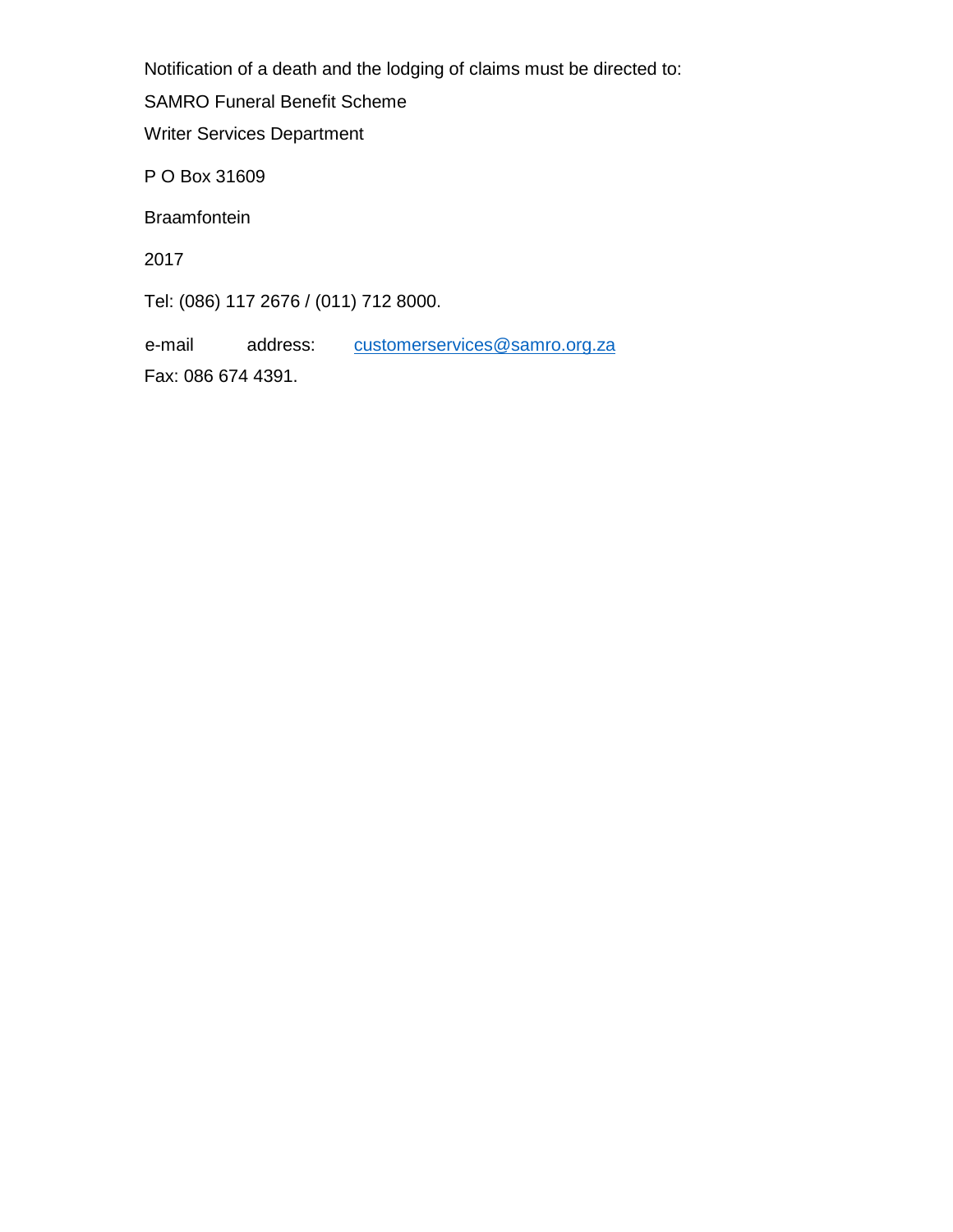Notification of a death and the lodging of claims must be directed to:

SAMRO Funeral Benefit Scheme

Writer Services Department

P O Box 31609

Braamfontein

2017

Tel: (086) 117 2676 / (011) 712 8000.

e-mail address: customerservices@samro.org.za

Fax: 086 674 4391.